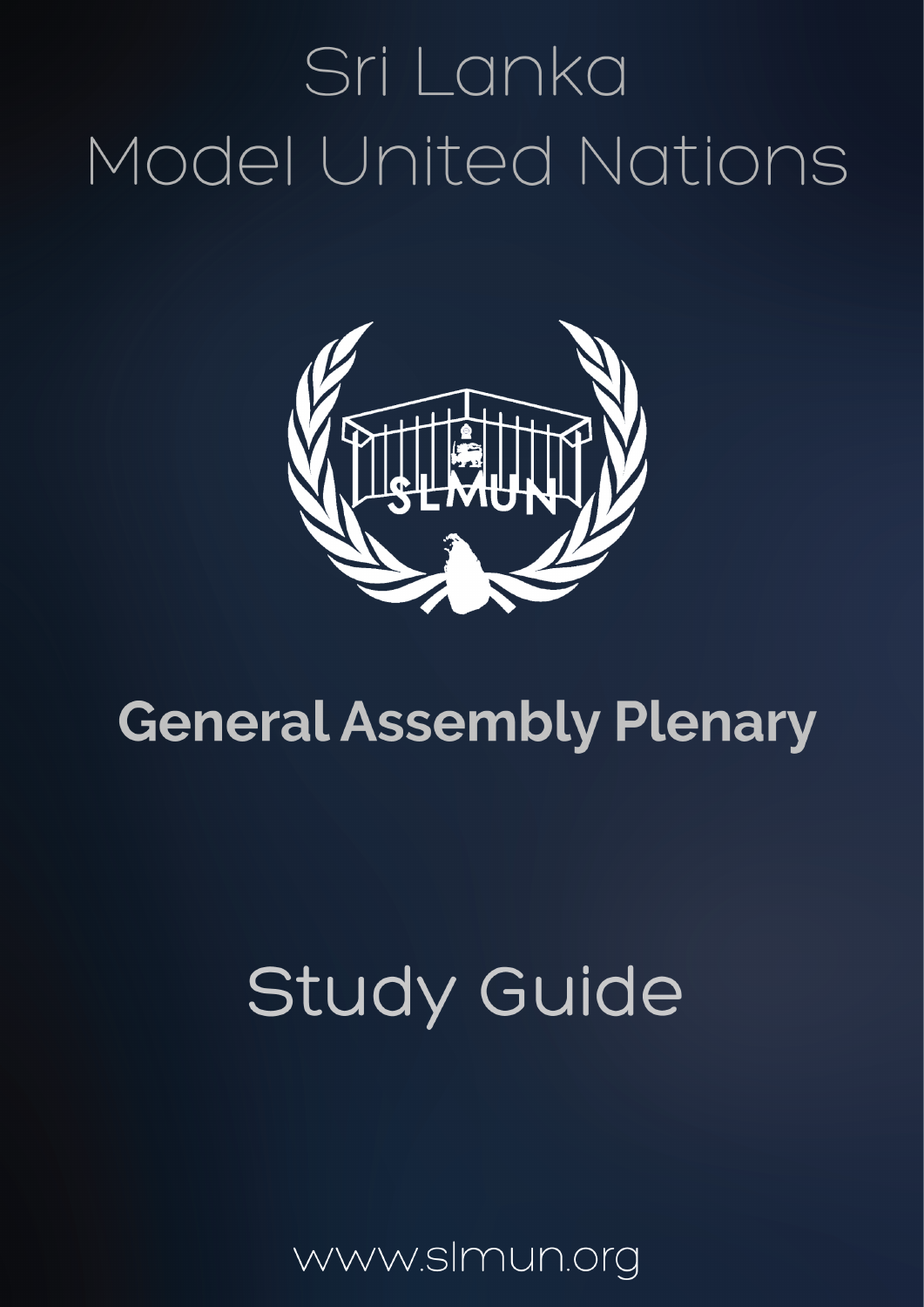# Sri Lanka Model United Nations

## General Assembly Plenary

## Study Guide

www.slmun.org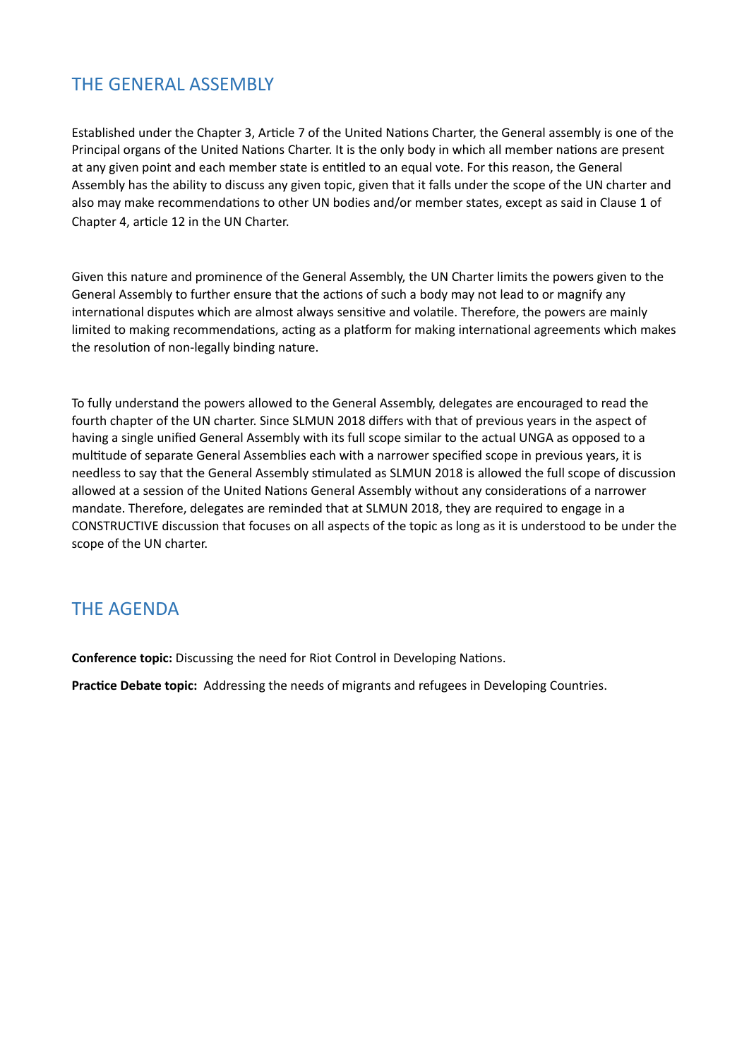## THE GENERAL ASSEMBLY

Established under the Chapter 3, Article 7 of the United Nations Charter, the General assembly is one of the Principal organs of the United Nations Charter. It is the only body in which all member nations are present at any given point and each member state is entitled to an equal vote. For this reason, the General Assembly has the ability to discuss any given topic, given that it falls under the scope of the UN charter and also may make recommendations to other UN bodies and/or member states, except as said in Clause 1 of Chapter 4, article 12 in the UN Charter.

Given this nature and prominence of the General Assembly, the UN Charter limits the powers given to the General Assembly to further ensure that the actions of such a body may not lead to or magnify any international disputes which are almost always sensitive and volatile. Therefore, the powers are mainly limited to making recommendations, acting as a platform for making international agreements which makes the resolution of non-legally binding nature.

To fully understand the powers allowed to the General Assembly, delegates are encouraged to read the fourth chapter of the UN charter. Since SLMUN 2018 differs with that of previous years in the aspect of having a single unified General Assembly with its full scope similar to the actual UNGA as opposed to a multitude of separate General Assemblies each with a narrower specified scope in previous years, it is needless to say that the General Assembly stimulated as SLMUN 2018 is allowed the full scope of discussion allowed at a session of the United Nations General Assembly without any considerations of a narrower mandate. Therefore, delegates are reminded that at SLMUN 2018, they are required to engage in a CONSTRUCTIVE discussion that focuses on all aspects of the topic as long as it is understood to be under the scope of the UN charter.

## THE AGENDA

**Conference topic:** Discussing the need for Riot Control in Developing Nations.

**Practice Debate topic:** Addressing the needs of migrants and refugees in Developing Countries.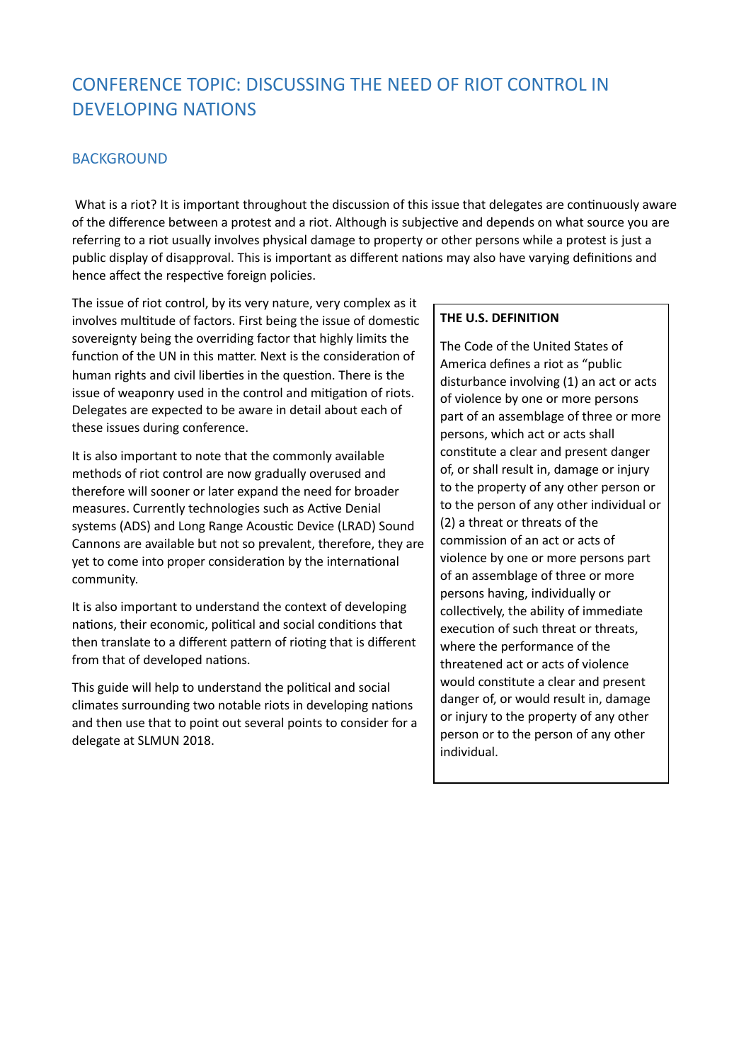## CONFERENCE TOPIC: DISCUSSING THE NEED OF RIOT CONTROL IN DEVELOPING NATIONS

### BACKGROUND

What is a riot? It is important throughout the discussion of this issue that delegates are continuously aware of the difference between a protest and a riot. Although is subjective and depends on what source you are referring to a riot usually involves physical damage to property or other persons while a protest is just a public display of disapproval. This is important as different nations may also have varying definitions and hence affect the respective foreign policies.

The issue of riot control, by its very nature, very complex as it involves multitude of factors. First being the issue of domestic sovereignty being the overriding factor that highly limits the function of the UN in this matter. Next is the consideration of human rights and civil liberties in the question. There is the issue of weaponry used in the control and mitigation of riots. Delegates are expected to be aware in detail about each of these issues during conference.

It is also important to note that the commonly available methods of riot control are now gradually overused and therefore will sooner or later expand the need for broader measures. Currently technologies such as Active Denial systems (ADS) and Long Range Acoustic Device (LRAD) Sound Cannons are available but not so prevalent, therefore, they are yet to come into proper consideration by the international community.

It is also important to understand the context of developing nations, their economic, political and social conditions that then translate to a different pattern of rioting that is different from that of developed nations.

This guide will help to understand the political and social climates surrounding two notable riots in developing nations and then use that to point out several points to consider for a delegate at SLMUN 2018.

**THE U.S. DEFINITION**

The Code of the United States of America defines a riot as "public disturbance involving (1) an act or acts of violence by one or more persons part of an assemblage of three or more persons, which act or acts shall constitute a clear and present danger of, or shall result in, damage or injury to the property of any other person or to the person of any other individual or (2) a threat or threats of the commission of an act or acts of violence by one or more persons part of an assemblage of three or more persons having, individually or collectively, the ability of immediate execution of such threat or threats, where the performance of the threatened act or acts of violence would constitute a clear and present danger of, or would result in, damage or injury to the property of any other person or to the person of any other individual.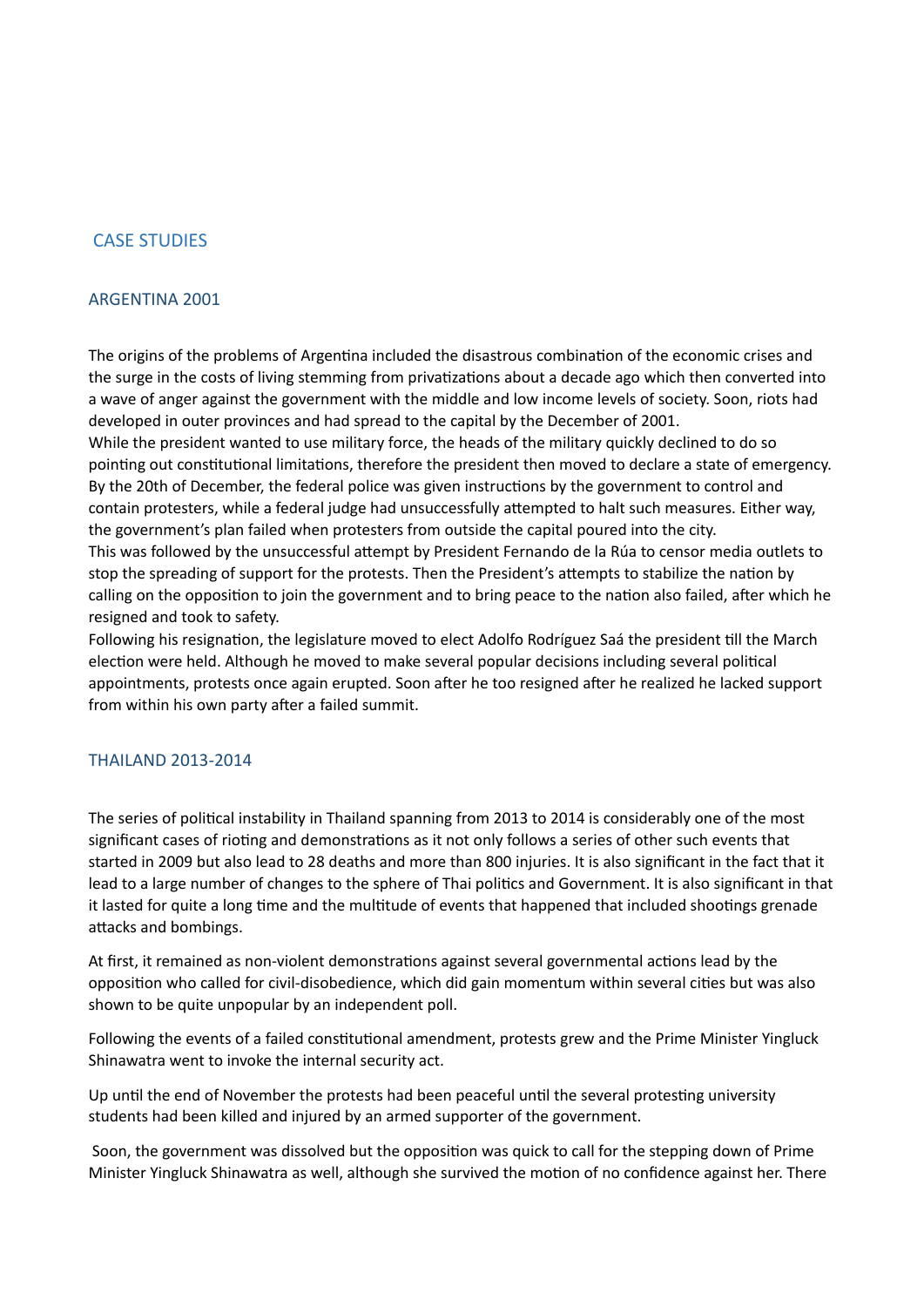## CASE STUDIES

### ARGENTINA 2001

The origins of the problems of Argentina included the disastrous combination of the economic crises and the surge in the costs of living stemming from privatizations about a decade ago which then converted into a wave of anger against the government with the middle and low income levels of society. Soon, riots had developed in outer provinces and had spread to the capital by the December of 2001.
While the president wanted to use military force, the heads of the military quickly declined to do so pointing out constitutional limitations, therefore the president then moved to declare a state of emergency. By the 20th of December, the federal police was given instructions by the government to control and contain protesters, while a federal judge had unsuccessfully attempted to halt such measures. Either way, the government's plan failed when protesters from outside the capital poured into the city.
This was followed by the unsuccessful attempt by President Fernando de la Rúa to censor media outlets to stop the spreading of support for the protests. Then the President's attempts to stabilize the nation by calling on the opposition to join the government and to bring peace to the nation also failed, after which he resigned and took to safety.
Following his resignation, the legislature moved to elect Adolfo Rodríguez Saá the president till the March election were held. Although he moved to make several popular decisions including several political appointments, protests once again erupted. Soon after he too resigned after he realized he lacked support from within his own party after a failed summit.

### THAILAND 2013-2014

The series of political instability in Thailand spanning from 2013 to 2014 is considerably one of the most significant cases of rioting and demonstrations as it not only follows a series of other such events that started in 2009 but also lead to 28 deaths and more than 800 injuries. It is also significant in the fact that it lead to a large number of changes to the sphere of Thai politics and Government. It is also significant in that it lasted for quite a long time and the multitude of events that happened that included shootings grenade attacks and bombings.

At first, it remained as non-violent demonstrations against several governmental actions lead by the opposition who called for civil-disobedience, which did gain momentum within several cities but was also shown to be quite unpopular by an independent poll.

Following the events of a failed constitutional amendment, protests grew and the Prime Minister Yingluck Shinawatra went to invoke the internal security act.

Up until the end of November the protests had been peaceful until the several protesting university students had been killed and injured by an armed supporter of the government.

Soon, the government was dissolved but the opposition was quick to call for the stepping down of Prime Minister Yingluck Shinawatra as well, although she survived the motion of no confidence against her. There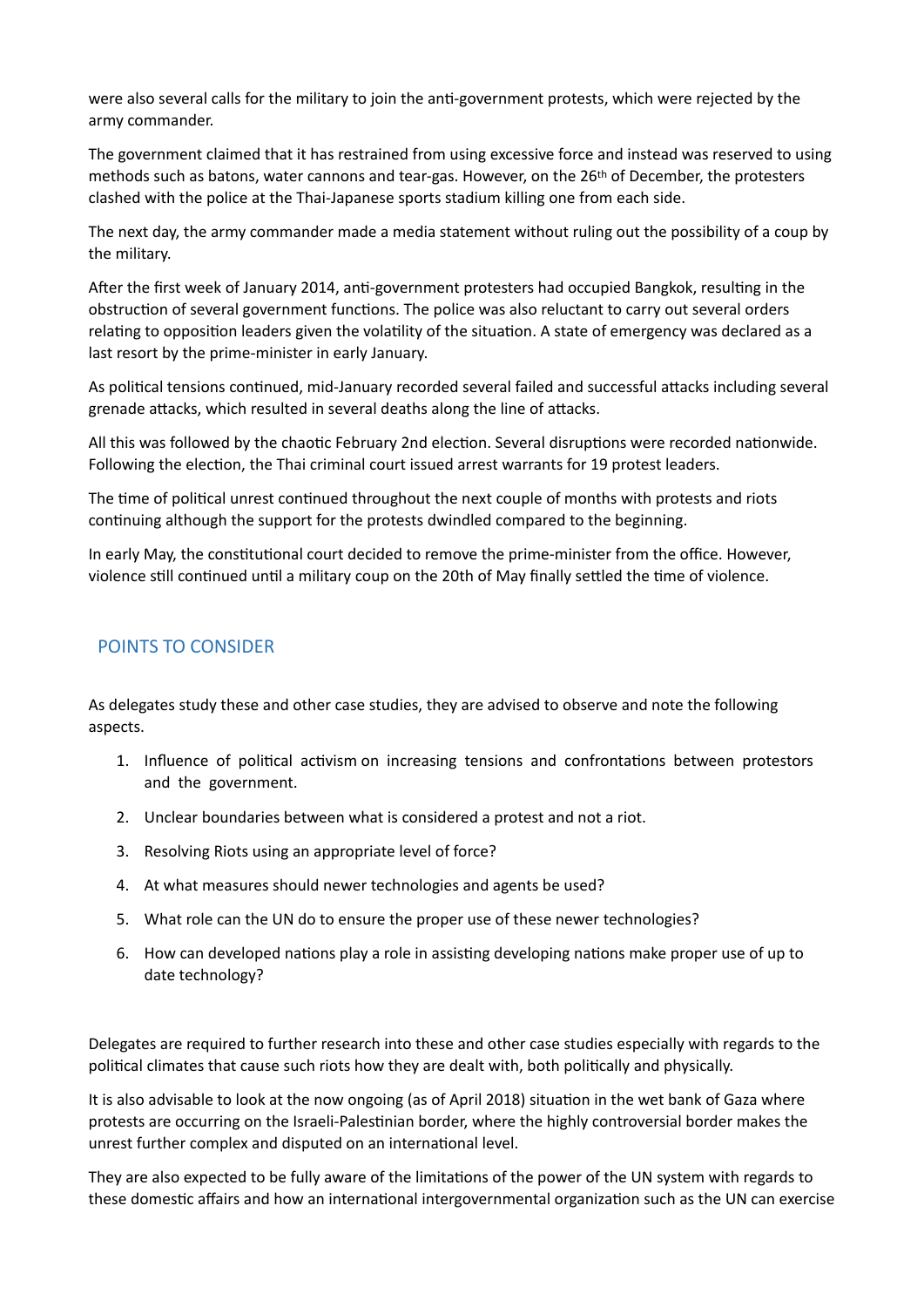were also several calls for the military to join the anti-government protests, which were rejected by the army commander.

The government claimed that it has restrained from using excessive force and instead was reserved to using methods such as batons, water cannons and tear-gas. However, on the 26th of December, the protesters clashed with the police at the Thai-Japanese sports stadium killing one from each side.

The next day, the army commander made a media statement without ruling out the possibility of a coup by the military.

After the first week of January 2014, anti-government protesters had occupied Bangkok, resulting in the obstruction of several government functions. The police was also reluctant to carry out several orders relating to opposition leaders given the volatility of the situation. A state of emergency was declared as a last resort by the prime-minister in early January.

As political tensions continued, mid-January recorded several failed and successful attacks including several grenade attacks, which resulted in several deaths along the line of attacks.

All this was followed by the chaotic February 2nd election. Several disruptions were recorded nationwide. Following the election, the Thai criminal court issued arrest warrants for 19 protest leaders.

The time of political unrest continued throughout the next couple of months with protests and riots continuing although the support for the protests dwindled compared to the beginning.

In early May, the constitutional court decided to remove the prime-minister from the office. However, violence still continued until a military coup on the 20th of May finally settled the time of violence.

## POINTS TO CONSIDER

As delegates study these and other case studies, they are advised to observe and note the following aspects.

1. Influence of political activism on increasing tensions and confrontations between protestors and the government.
2. Unclear boundaries between what is considered a protest and not a riot.
3. Resolving Riots using an appropriate level of force?
4. At what measures should newer technologies and agents be used?
5. What role can the UN do to ensure the proper use of these newer technologies?
6. How can developed nations play a role in assisting developing nations make proper use of up to date technology?

Delegates are required to further research into these and other case studies especially with regards to the political climates that cause such riots how they are dealt with, both politically and physically.

It is also advisable to look at the now ongoing (as of April 2018) situation in the wet bank of Gaza where protests are occurring on the Israeli-Palestinian border, where the highly controversial border makes the unrest further complex and disputed on an international level.

They are also expected to be fully aware of the limitations of the power of the UN system with regards to these domestic affairs and how an international intergovernmental organization such as the UN can exercise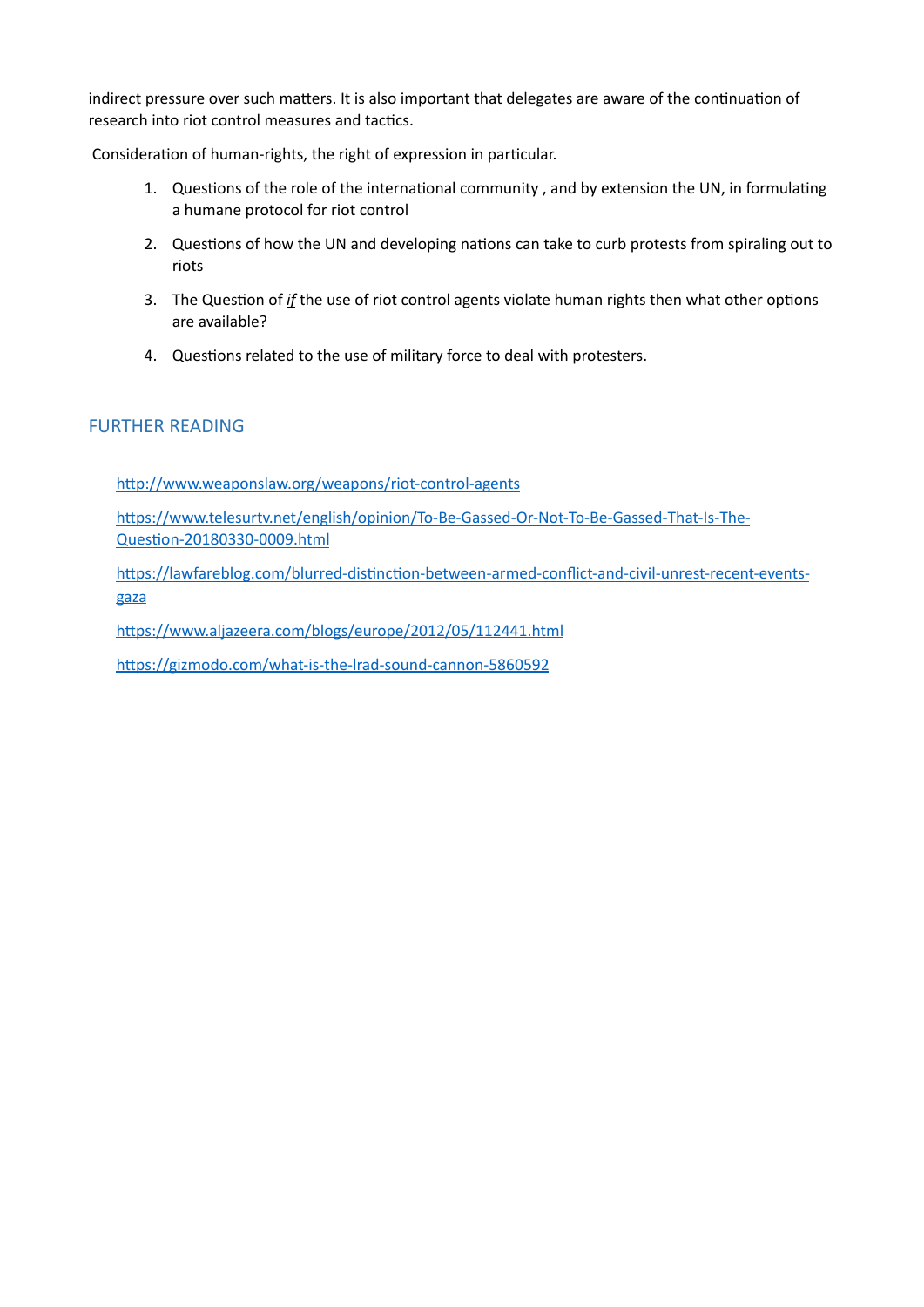indirect pressure over such matters. It is also important that delegates are aware of the continuation of research into riot control measures and tactics.

Consideration of human-rights, the right of expression in particular.

1. Questions of the role of the international community , and by extension the UN, in formulating a humane protocol for riot control
2. Questions of how the UN and developing nations can take to curb protests from spiraling out to riots
3. The Question of ***if*** the use of riot control agents violate human rights then what other options are available?
4. Questions related to the use of military force to deal with protesters.

## FURTHER READING

http://www.weaponslaw.org/weapons/riot-control-agents

https://www.telesurtv.net/english/opinion/To-Be-Gassed-Or-Not-To-Be-Gassed-That-Is-The-Question-20180330-0009.html

https://lawfareblog.com/blurred-distinction-between-armed-conflict-and-civil-unrest-recent-events-gaza

https://www.aljazeera.com/blogs/europe/2012/05/112441.html

https://gizmodo.com/what-is-the-lrad-sound-cannon-5860592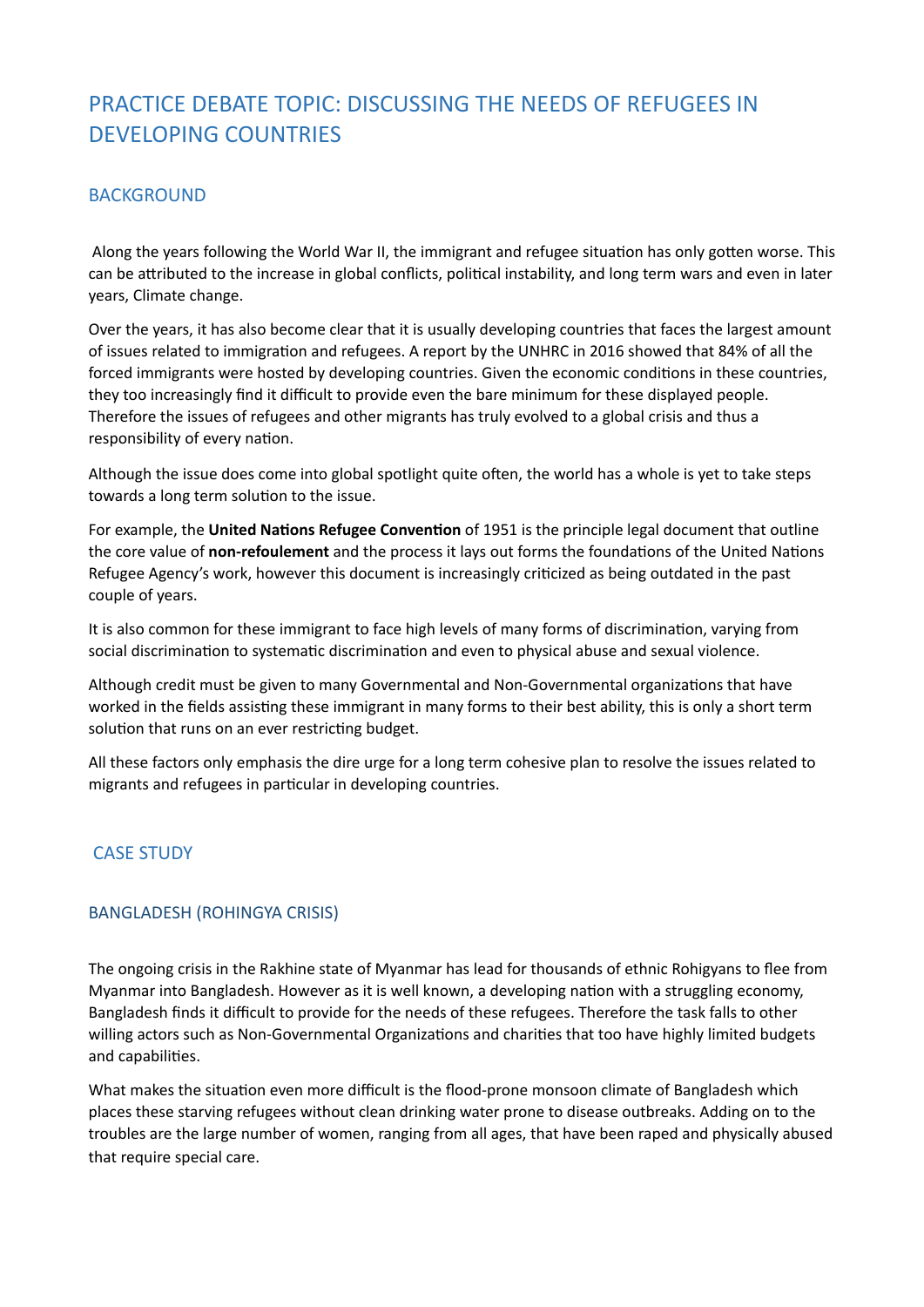# PRACTICE DEBATE TOPIC: DISCUSSING THE NEEDS OF REFUGEES IN DEVELOPING COUNTRIES

## BACKGROUND

Along the years following the World War II, the immigrant and refugee situation has only gotten worse. This can be attributed to the increase in global conflicts, political instability, and long term wars and even in later years, Climate change.

Over the years, it has also become clear that it is usually developing countries that faces the largest amount of issues related to immigration and refugees. A report by the UNHRC in 2016 showed that 84% of all the forced immigrants were hosted by developing countries. Given the economic conditions in these countries, they too increasingly find it difficult to provide even the bare minimum for these displayed people. Therefore the issues of refugees and other migrants has truly evolved to a global crisis and thus a responsibility of every nation.

Although the issue does come into global spotlight quite often, the world has a whole is yet to take steps towards a long term solution to the issue.

For example, the **United Nations Refugee Convention** of 1951 is the principle legal document that outline the core value of **non-refoulement** and the process it lays out forms the foundations of the United Nations Refugee Agency's work, however this document is increasingly criticized as being outdated in the past couple of years.

It is also common for these immigrant to face high levels of many forms of discrimination, varying from social discrimination to systematic discrimination and even to physical abuse and sexual violence.

Although credit must be given to many Governmental and Non-Governmental organizations that have worked in the fields assisting these immigrant in many forms to their best ability, this is only a short term solution that runs on an ever restricting budget.

All these factors only emphasis the dire urge for a long term cohesive plan to resolve the issues related to migrants and refugees in particular in developing countries.

## CASE STUDY

### BANGLADESH (ROHINGYA CRISIS)

The ongoing crisis in the Rakhine state of Myanmar has lead for thousands of ethnic Rohigyans to flee from Myanmar into Bangladesh. However as it is well known, a developing nation with a struggling economy, Bangladesh finds it difficult to provide for the needs of these refugees. Therefore the task falls to other willing actors such as Non-Governmental Organizations and charities that too have highly limited budgets and capabilities.

What makes the situation even more difficult is the flood-prone monsoon climate of Bangladesh which places these starving refugees without clean drinking water prone to disease outbreaks. Adding on to the troubles are the large number of women, ranging from all ages, that have been raped and physically abused that require special care.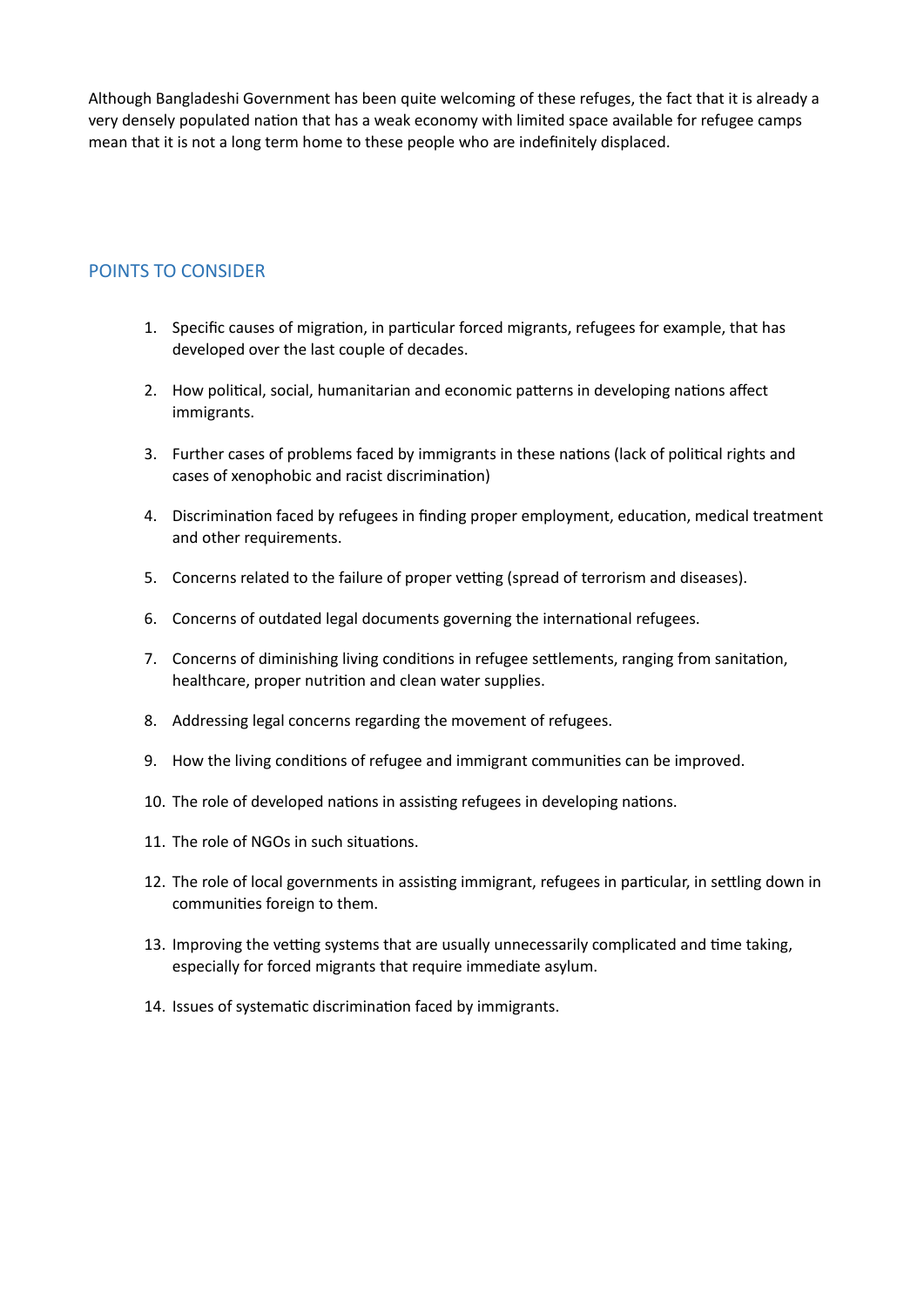Although Bangladeshi Government has been quite welcoming of these refuges, the fact that it is already a very densely populated nation that has a weak economy with limited space available for refugee camps mean that it is not a long term home to these people who are indefinitely displaced.

## POINTS TO CONSIDER

1. Specific causes of migration, in particular forced migrants, refugees for example, that has developed over the last couple of decades.
2. How political, social, humanitarian and economic patterns in developing nations affect immigrants.
3. Further cases of problems faced by immigrants in these nations (lack of political rights and cases of xenophobic and racist discrimination)
4. Discrimination faced by refugees in finding proper employment, education, medical treatment and other requirements.
5. Concerns related to the failure of proper vetting (spread of terrorism and diseases).
6. Concerns of outdated legal documents governing the international refugees.
7. Concerns of diminishing living conditions in refugee settlements, ranging from sanitation, healthcare, proper nutrition and clean water supplies.
8. Addressing legal concerns regarding the movement of refugees.
9. How the living conditions of refugee and immigrant communities can be improved.
10. The role of developed nations in assisting refugees in developing nations.
11. The role of NGOs in such situations.
12. The role of local governments in assisting immigrant, refugees in particular, in settling down in communities foreign to them.
13. Improving the vetting systems that are usually unnecessarily complicated and time taking, especially for forced migrants that require immediate asylum.
14. Issues of systematic discrimination faced by immigrants.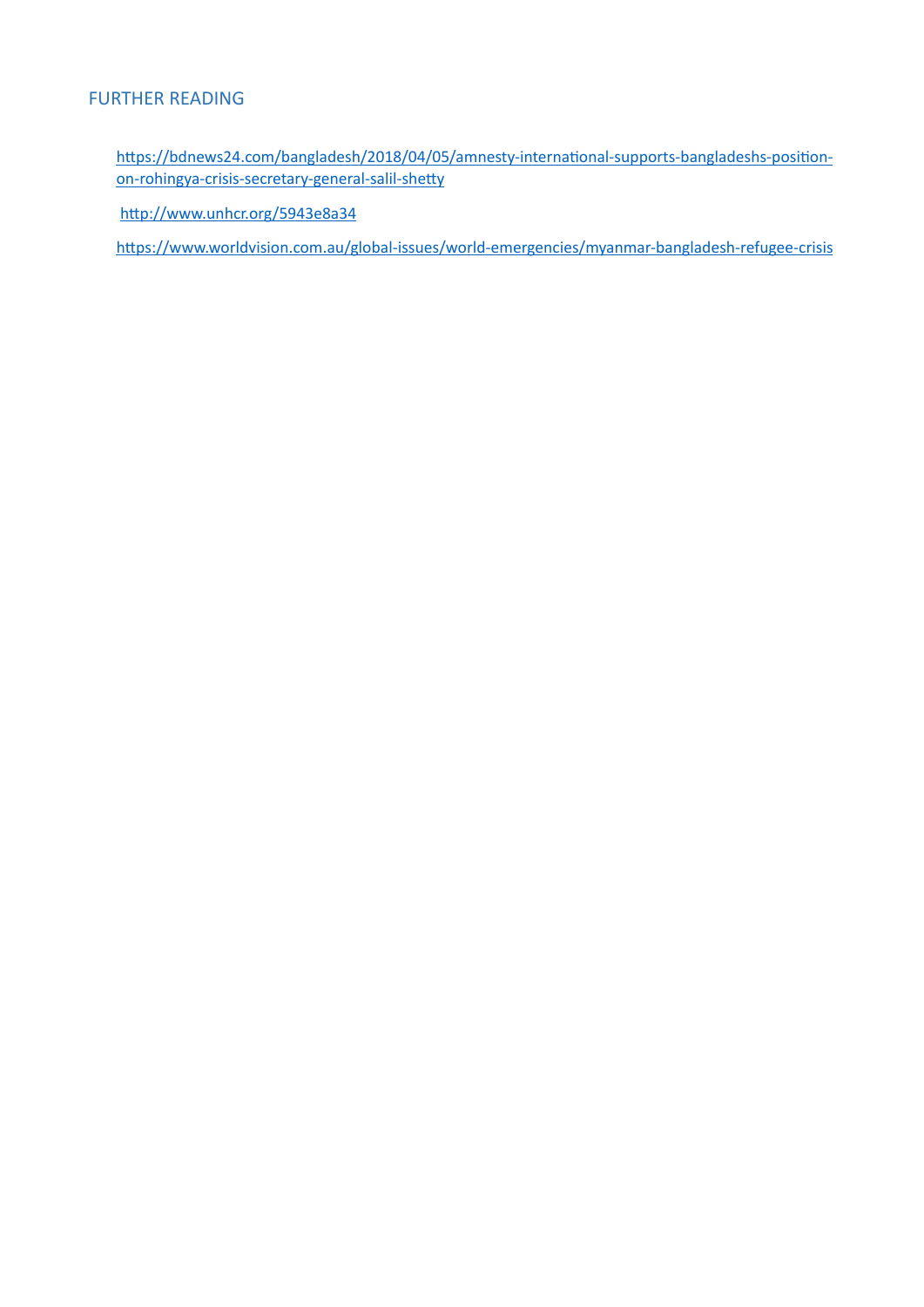## FURTHER READING

https://bdnews24.com/bangladesh/2018/04/05/amnesty-international-supports-bangladeshs-position-on-rohingya-crisis-secretary-general-salil-shetty

http://www.unhcr.org/5943e8a34

https://www.worldvision.com.au/global-issues/world-emergencies/myanmar-bangladesh-refugee-crisis